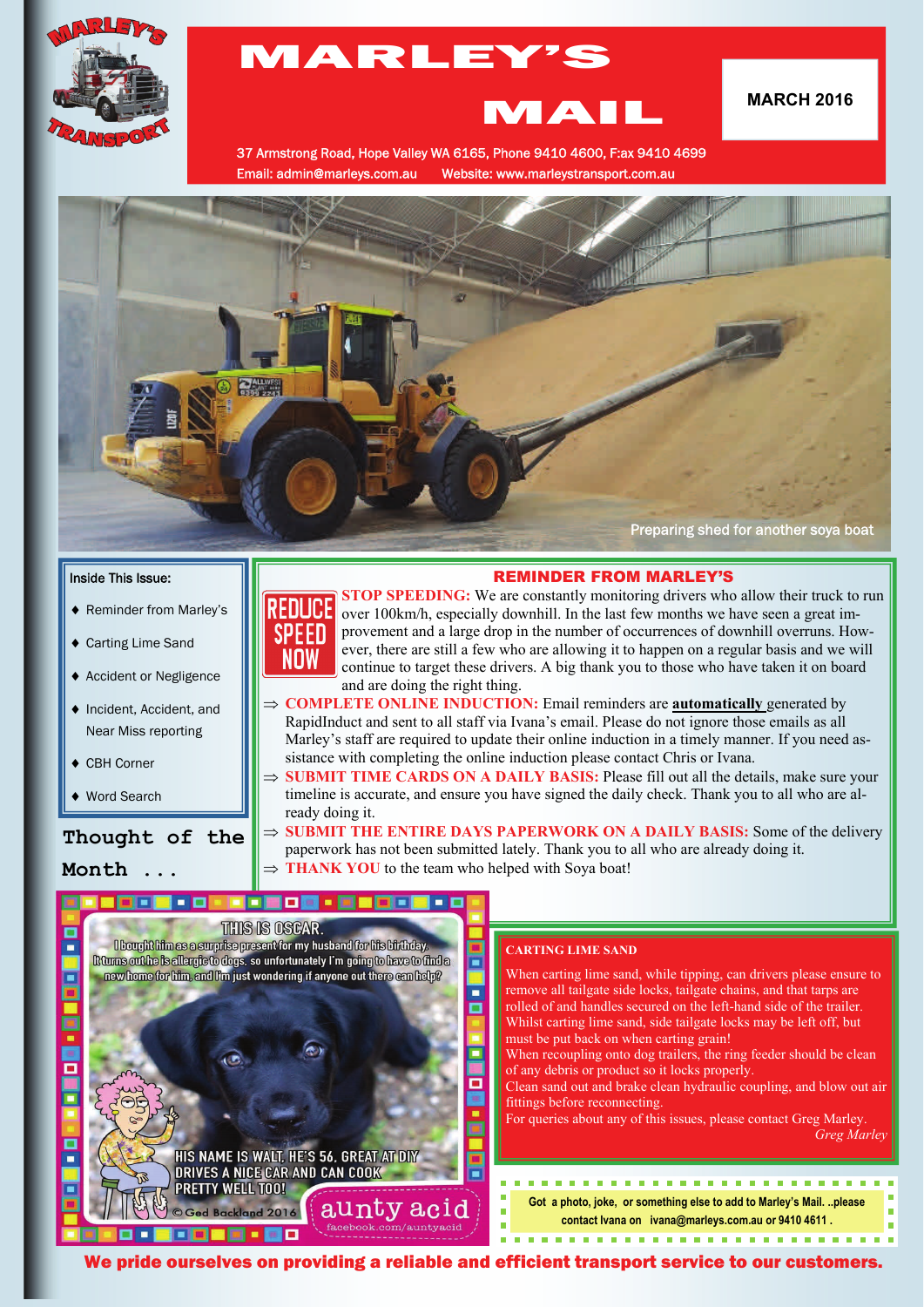# MARLEY'S MAIL

**MARCH 2016**

37 Armstrong Road, Hope Valley WA 6165, Phone 9410 4600, F:ax 9410 4699
Email: admin@marleys.com.au Website: www.marleystransport.com.au

Preparing shed for another soya boat

**Inside This Issue:**

- Reminder from Marley's
- Carting Lime Sand
- Accident or Negligence
- Incident, Accident, and Near Miss reporting
- CBH Corner
- Word Search

## REMINDER FROM MARLEY'S

**STOP SPEEDING:** We are constantly monitoring drivers who allow their truck to run over 100km/h, especially downhill. In the last few months we have seen a great improvement and a large drop in the number of occurrences of downhill overruns. However, there are still a few who are allowing it to happen on a regular basis and we will continue to target these drivers. A big thank you to those who have taken it on board and are doing the right thing.

⇒ **COMPLETE ONLINE INDUCTION:** Email reminders are **automatically** generated by RapidInduct and sent to all staff via Ivana's email. Please do not ignore those emails as all Marley's staff are required to update their online induction in a timely manner. If you need assistance with completing the online induction please contact Chris or Ivana.

⇒ **SUBMIT TIME CARDS ON A DAILY BASIS:** Please fill out all the details, make sure your timeline is accurate, and ensure you have signed the daily check. Thank you to all who are already doing it.

⇒ **SUBMIT THE ENTIRE DAYS PAPERWORK ON A DAILY BASIS:** Some of the delivery paperwork has not been submitted lately. Thank you to all who are already doing it.

⇒ **THANK YOU** to the team who helped with Soya boat!

## Thought of the Month ...

THIS IS OSCAR.
I bought him as a surprise present for my husband for his birthday. It turns out he is allergic to dogs, so unfortunately I'm going to have to find a new home for him, and I'm just wondering if anyone out there can help?

HIS NAME IS WALT, HE'S 56, GREAT AT DIY DRIVES A NICE CAR AND CAN COOK PRETTY WELL TOO!

© Ged Backland 2016 aunty acid facebook.com/auntyacid

## CARTING LIME SAND

When carting lime sand, while tipping, can drivers please ensure to remove all tailgate side locks, tailgate chains, and that tarps are rolled of and handles secured on the left-hand side of the trailer. Whilst carting lime sand, side tailgate locks may be left off, but must be put back on when carting grain!

When recoupling onto dog trailers, the ring feeder should be clean of any debris or product so it locks properly.

Clean sand out and brake clean hydraulic coupling, and blow out air fittings before reconnecting.

For queries about any of this issues, please contact Greg Marley.

*Greg Marley*

**Got a photo, joke, or something else to add to Marley's Mail. ..please contact Ivana on ivana@marleys.com.au or 9410 4611 .**

**We pride ourselves on providing a reliable and efficient transport service to our customers.**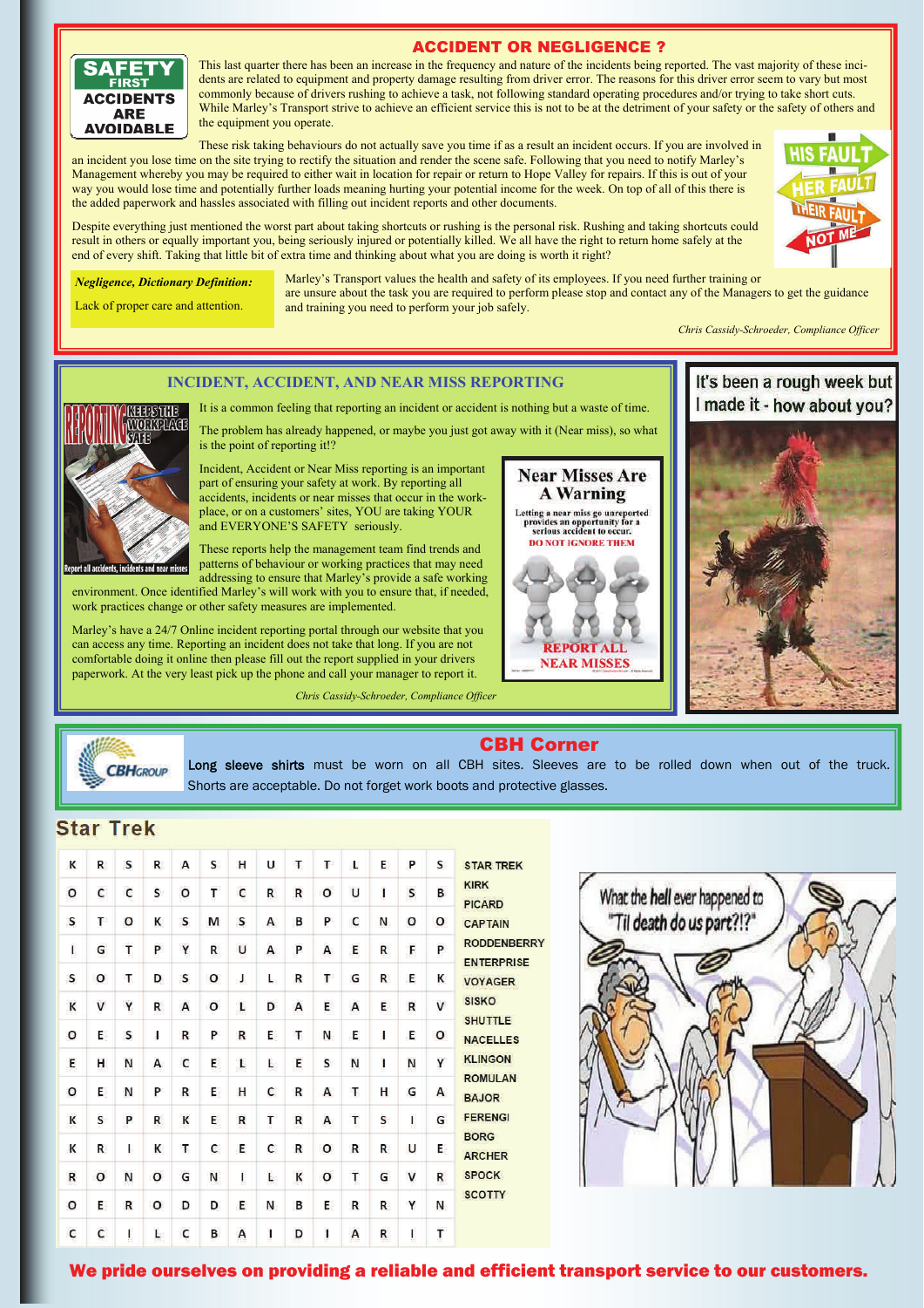## ACCIDENT OR NEGLIGENCE ?

SAFETY FIRST
ACCIDENTS ARE AVOIDABLE

This last quarter there has been an increase in the frequency and nature of the incidents being reported. The vast majority of these incidents are related to equipment and property damage resulting from driver error. The reasons for this driver error seem to vary but most commonly because of drivers rushing to achieve a task, not following standard operating procedures and/or trying to take short cuts. While Marley's Transport strive to achieve an efficient service this is not to be at the detriment of your safety or the safety of others and the equipment you operate.

These risk taking behaviours do not actually save you time if as a result an incident occurs. If you are involved in an incident you lose time on the site trying to rectify the situation and render the scene safe. Following that you need to notify Marley's Management whereby you may be required to either wait in location for repair or return to Hope Valley for repairs. If this is out of your way you would lose time and potentially further loads meaning hurting your potential income for the week. On top of all of this there is the added paperwork and hassles associated with filling out incident reports and other documents.

Despite everything just mentioned the worst part about taking shortcuts or rushing is the personal risk. Rushing and taking shortcuts could result in others or equally important you, being seriously injured or potentially killed. We all have the right to return home safely at the end of every shift. Taking that little bit of extra time and thinking about what you are doing is worth it right?

*Negligence, Dictionary Definition:*

Lack of proper care and attention.

Marley's Transport values the health and safety of its employees. If you need further training or are unsure about the task you are required to perform please stop and contact any of the Managers to get the guidance and training you need to perform your job safely.

*Chris Cassidy-Schroeder, Compliance Officer*

## INCIDENT, ACCIDENT, AND NEAR MISS REPORTING

It is a common feeling that reporting an incident or accident is nothing but a waste of time.

The problem has already happened, or maybe you just got away with it (Near miss), so what is the point of reporting it!?

Incident, Accident or Near Miss reporting is an important part of ensuring your safety at work. By reporting all accidents, incidents or near misses that occur in the workplace, or on a customers' sites, YOU are taking YOUR and EVERYONE'S SAFETY seriously.

These reports help the management team find trends and patterns of behaviour or working practices that may need addressing to ensure that Marley's provide a safe working environment. Once identified Marley's will work with you to ensure that, if needed, work practices change or other safety measures are implemented.

Marley's have a 24/7 Online incident reporting portal through our website that you can access any time. Reporting an incident does not take that long. If you are not comfortable doing it online then please fill out the report supplied in your drivers paperwork. At the very least pick up the phone and call your manager to report it.

*Chris Cassidy-Schroeder, Compliance Officer*

It's been a rough week but I made it - how about you?

## CBH Corner

**Long sleeve shirts** must be worn on all CBH sites. Sleeves are to be rolled down when out of the truck. Shorts are acceptable. Do not forget work boots and protective glasses.

## Star Trek

| | | | | | | | | | | | | | |
|---|---|---|---|---|---|---|---|---|---|---|---|---|---|
| K | R | S | R | A | S | H | U | T | T | L | E | P | S |
| O | C | C | S | O | T | C | R | R | O | U | I | S | B |
| S | T | O | K | S | M | S | A | B | P | C | N | O | O |
| I | G | T | P | Y | R | U | A | P | A | E | R | F | P |
| S | O | T | D | S | O | J | L | R | T | G | R | E | K |
| K | V | Y | R | A | O | L | D | A | E | A | E | R | V |
| O | E | S | I | R | P | R | E | T | N | E | I | E | O |
| E | H | N | A | C | E | L | L | E | S | N | I | N | Y |
| O | E | N | P | R | E | H | C | R | A | T | H | G | A |
| K | S | P | R | K | E | R | T | R | A | T | S | I | G |
| K | R | I | K | T | C | E | C | R | O | R | R | U | E |
| R | O | N | O | G | N | I | L | K | O | T | G | V | R |
| O | E | R | O | D | D | E | N | B | E | R | R | Y | N |
| C | C | I | L | C | B | A | I | D | I | A | R | I | T |

STAR TREK
KIRK
PICARD
CAPTAIN
RODDENBERRY
ENTERPRISE
VOYAGER
SISKO
SHUTTLE
NACELLES
KLINGON
ROMULAN
BAJOR
FERENGI
BORG
ARCHER
SPOCK
SCOTTY

What the hell ever happened to "Til death do us part?!?"

**We pride ourselves on providing a reliable and efficient transport service to our customers.**